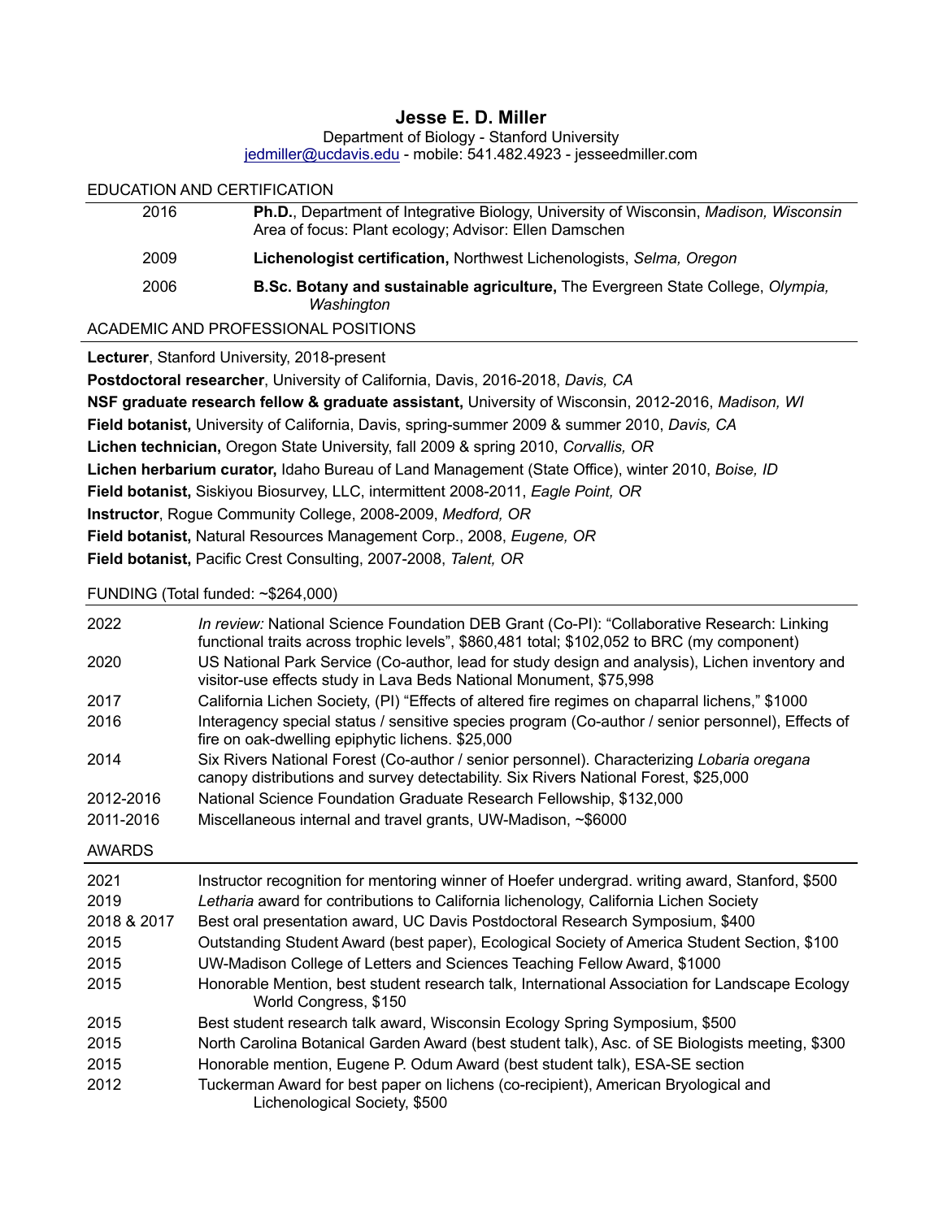# Jesse E. D. Miller

Department of Biology - Stanford University
jedmiller@ucdavis.edu - mobile: 541.482.4923 - jesseedmiller.com

## EDUCATION AND CERTIFICATION

| | |
|---|---|
| 2016 | **Ph.D.**, Department of Integrative Biology, University of Wisconsin, *Madison, Wisconsin* Area of focus: Plant ecology; Advisor: Ellen Damschen |
| 2009 | **Lichenologist certification,** Northwest Lichenologists, *Selma, Oregon* |
| 2006 | **B.Sc. Botany and sustainable agriculture,** The Evergreen State College, *Olympia, Washington* |

## ACADEMIC AND PROFESSIONAL POSITIONS

**Lecturer**, Stanford University, 2018-present

**Postdoctoral researcher**, University of California, Davis, 2016-2018, *Davis, CA*

**NSF graduate research fellow & graduate assistant,** University of Wisconsin, 2012-2016, *Madison, WI*

**Field botanist,** University of California, Davis, spring-summer 2009 & summer 2010, *Davis, CA*

**Lichen technician,** Oregon State University, fall 2009 & spring 2010, *Corvallis, OR*

**Lichen herbarium curator,** Idaho Bureau of Land Management (State Office), winter 2010, *Boise, ID*

**Field botanist,** Siskiyou Biosurvey, LLC, intermittent 2008-2011, *Eagle Point, OR*

**Instructor**, Rogue Community College, 2008-2009, *Medford, OR*

**Field botanist,** Natural Resources Management Corp., 2008, *Eugene, OR*

**Field botanist,** Pacific Crest Consulting, 2007-2008, *Talent, OR*

## FUNDING (Total funded: ~$264,000)

| | |
|---|---|
| 2022 | *In review:* National Science Foundation DEB Grant (Co-PI): "Collaborative Research: Linking functional traits across trophic levels", $860,481 total; $102,052 to BRC (my component) |
| 2020 | US National Park Service (Co-author, lead for study design and analysis), Lichen inventory and visitor-use effects study in Lava Beds National Monument, $75,998 |
| 2017 | California Lichen Society, (PI) "Effects of altered fire regimes on chaparral lichens," $1000 |
| 2016 | Interagency special status / sensitive species program (Co-author / senior personnel), Effects of fire on oak-dwelling epiphytic lichens. $25,000 |
| 2014 | Six Rivers National Forest (Co-author / senior personnel). Characterizing *Lobaria oregana* canopy distributions and survey detectability. Six Rivers National Forest, $25,000 |
| 2012-2016 | National Science Foundation Graduate Research Fellowship, $132,000 |
| 2011-2016 | Miscellaneous internal and travel grants, UW-Madison, ~$6000 |

## AWARDS

| | |
|---|---|
| 2021 | Instructor recognition for mentoring winner of Hoefer undergrad. writing award, Stanford, $500 |
| 2019 | *Letharia* award for contributions to California lichenology, California Lichen Society |
| 2018 & 2017 | Best oral presentation award, UC Davis Postdoctoral Research Symposium, $400 |
| 2015 | Outstanding Student Award (best paper), Ecological Society of America Student Section, $100 |
| 2015 | UW-Madison College of Letters and Sciences Teaching Fellow Award, $1000 |
| 2015 | Honorable Mention, best student research talk, International Association for Landscape Ecology World Congress, $150 |
| 2015 | Best student research talk award, Wisconsin Ecology Spring Symposium, $500 |
| 2015 | North Carolina Botanical Garden Award (best student talk), Asc. of SE Biologists meeting, $300 |
| 2015 | Honorable mention, Eugene P. Odum Award (best student talk), ESA-SE section |
| 2012 | Tuckerman Award for best paper on lichens (co-recipient), American Bryological and Lichenological Society, $500 |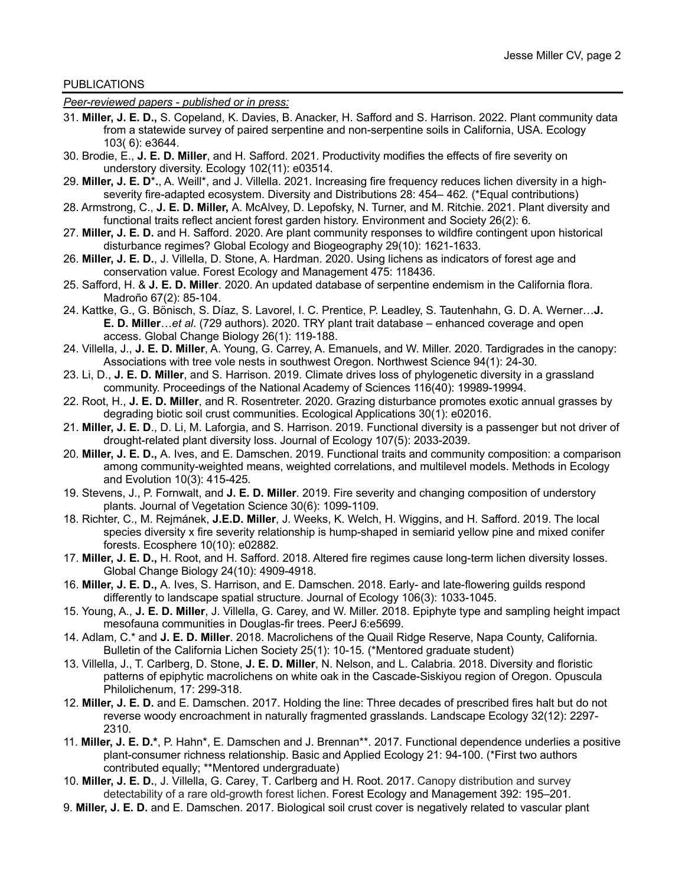PUBLICATIONS

*Peer-reviewed papers - published or in press:*

31. **Miller, J. E. D.,** S. Copeland, K. Davies, B. Anacker, H. Safford and S. Harrison. 2022. Plant community data from a statewide survey of paired serpentine and non-serpentine soils in California, USA. Ecology 103( 6): e3644.
30. Brodie, E., **J. E. D. Miller**, and H. Safford. 2021. Productivity modifies the effects of fire severity on understory diversity. Ecology 102(11): e03514.
29. **Miller, J. E. D*.**, A. Weill*, and J. Villella. 2021. Increasing fire frequency reduces lichen diversity in a high-severity fire-adapted ecosystem. Diversity and Distributions 28: 454– 462. (*Equal contributions)
28. Armstrong, C., **J. E. D. Miller,** A. McAlvey, D. Lepofsky, N. Turner, and M. Ritchie. 2021. Plant diversity and functional traits reflect ancient forest garden history. Environment and Society 26(2): 6.
27. **Miller, J. E. D.** and H. Safford. 2020. Are plant community responses to wildfire contingent upon historical disturbance regimes? Global Ecology and Biogeography 29(10): 1621-1633.
26. **Miller, J. E. D.**, J. Villella, D. Stone, A. Hardman. 2020. Using lichens as indicators of forest age and conservation value. Forest Ecology and Management 475: 118436.
25. Safford, H. & **J. E. D. Miller**. 2020. An updated database of serpentine endemism in the California flora. Madroño 67(2): 85-104.
24. Kattke, G., G. Bönisch, S. Díaz, S. Lavorel, I. C. Prentice, P. Leadley, S. Tautenhahn, G. D. A. Werner…**J. E. D. Miller**…*et al*. (729 authors). 2020. TRY plant trait database – enhanced coverage and open access. Global Change Biology 26(1): 119-188.
24. Villella, J., **J. E. D. Miller**, A. Young, G. Carrey, A. Emanuels, and W. Miller. 2020. Tardigrades in the canopy: Associations with tree vole nests in southwest Oregon. Northwest Science 94(1): 24-30.
23. Li, D., **J. E. D. Miller**, and S. Harrison. 2019. Climate drives loss of phylogenetic diversity in a grassland community. Proceedings of the National Academy of Sciences 116(40): 19989-19994.
22. Root, H., **J. E. D. Miller**, and R. Rosentreter. 2020. Grazing disturbance promotes exotic annual grasses by degrading biotic soil crust communities. Ecological Applications 30(1): e02016.
21. **Miller, J. E. D**., D. Li, M. Laforgia, and S. Harrison. 2019. Functional diversity is a passenger but not driver of drought-related plant diversity loss. Journal of Ecology 107(5): 2033-2039.
20. **Miller, J. E. D.,** A. Ives, and E. Damschen. 2019. Functional traits and community composition: a comparison among community-weighted means, weighted correlations, and multilevel models. Methods in Ecology and Evolution 10(3): 415-425.
19. Stevens, J., P. Fornwalt, and **J. E. D. Miller**. 2019. Fire severity and changing composition of understory plants. Journal of Vegetation Science 30(6): 1099-1109.
18. Richter, C., M. Rejmánek, **J.E.D. Miller**, J. Weeks, K. Welch, H. Wiggins, and H. Safford. 2019. The local species diversity x fire severity relationship is hump-shaped in semiarid yellow pine and mixed conifer forests. Ecosphere 10(10): e02882.
17. **Miller, J. E. D.,** H. Root, and H. Safford. 2018. Altered fire regimes cause long-term lichen diversity losses. Global Change Biology 24(10): 4909-4918.
16. **Miller, J. E. D.,** A. Ives, S. Harrison, and E. Damschen. 2018. Early- and late-flowering guilds respond differently to landscape spatial structure. Journal of Ecology 106(3): 1033-1045.
15. Young, A., **J. E. D. Miller**, J. Villella, G. Carey, and W. Miller. 2018. Epiphyte type and sampling height impact mesofauna communities in Douglas-fir trees. PeerJ 6:e5699.
14. Adlam, C.* and **J. E. D. Miller**. 2018. Macrolichens of the Quail Ridge Reserve, Napa County, California. Bulletin of the California Lichen Society 25(1): 10-15. (*Mentored graduate student)
13. Villella, J., T. Carlberg, D. Stone, **J. E. D. Miller**, N. Nelson, and L. Calabria. 2018. Diversity and floristic patterns of epiphytic macrolichens on white oak in the Cascade-Siskiyou region of Oregon. Opuscula Philolichenum, 17: 299-318.
12. **Miller, J. E. D.** and E. Damschen. 2017. Holding the line: Three decades of prescribed fires halt but do not reverse woody encroachment in naturally fragmented grasslands. Landscape Ecology 32(12): 2297-2310.
11. **Miller, J. E. D.***, P. Hahn*, E. Damschen and J. Brennan**. 2017. Functional dependence underlies a positive plant-consumer richness relationship. Basic and Applied Ecology 21: 94-100. (*First two authors contributed equally; **Mentored undergraduate)
10. **Miller, J. E. D.**, J. Villella, G. Carey, T. Carlberg and H. Root. 2017. Canopy distribution and survey detectability of a rare old-growth forest lichen. Forest Ecology and Management 392: 195–201.
9. **Miller, J. E. D.** and E. Damschen. 2017. Biological soil crust cover is negatively related to vascular plant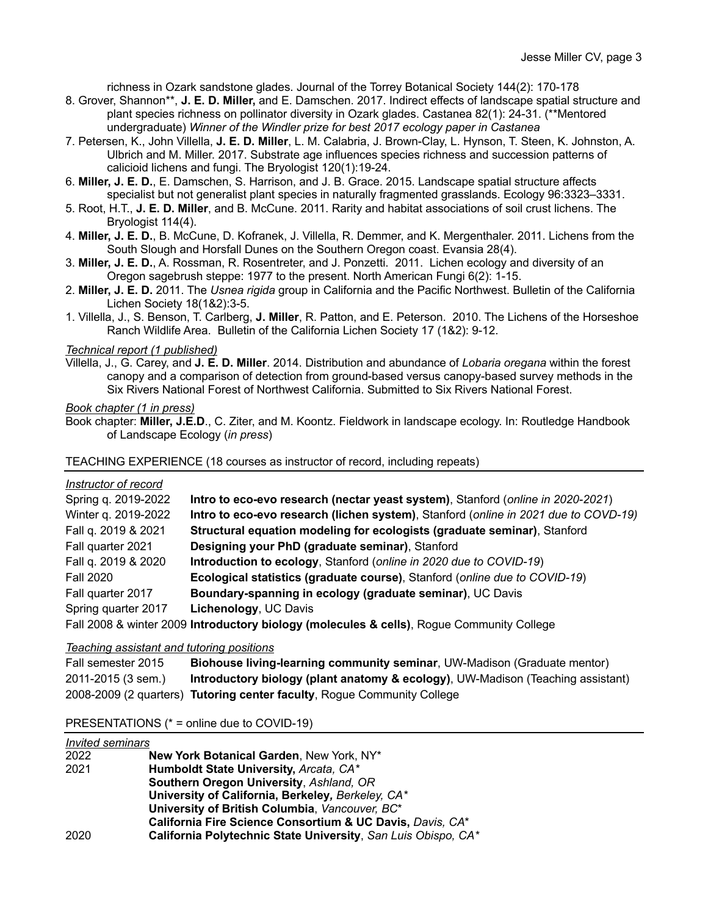richness in Ozark sandstone glades. Journal of the Torrey Botanical Society 144(2): 170-178

8. Grover, Shannon**, **J. E. D. Miller,** and E. Damschen. 2017. Indirect effects of landscape spatial structure and plant species richness on pollinator diversity in Ozark glades. Castanea 82(1): 24-31. (**Mentored undergraduate) *Winner of the Windler prize for best 2017 ecology paper in Castanea*
7. Petersen, K., John Villella, **J. E. D. Miller**, L. M. Calabria, J. Brown-Clay, L. Hynson, T. Steen, K. Johnston, A. Ulbrich and M. Miller. 2017. Substrate age influences species richness and succession patterns of calicioid lichens and fungi. The Bryologist 120(1):19-24.
6. **Miller, J. E. D.**, E. Damschen, S. Harrison, and J. B. Grace. 2015. Landscape spatial structure affects specialist but not generalist plant species in naturally fragmented grasslands. Ecology 96:3323–3331.
5. Root, H.T., **J. E. D. Miller**, and B. McCune. 2011. Rarity and habitat associations of soil crust lichens. The Bryologist 114(4).
4. **Miller, J. E. D.**, B. McCune, D. Kofranek, J. Villella, R. Demmer, and K. Mergenthaler. 2011. Lichens from the South Slough and Horsfall Dunes on the Southern Oregon coast. Evansia 28(4).
3. **Miller, J. E. D.**, A. Rossman, R. Rosentreter, and J. Ponzetti. 2011. Lichen ecology and diversity of an Oregon sagebrush steppe: 1977 to the present. North American Fungi 6(2): 1-15.
2. **Miller, J. E. D.** 2011. The *Usnea rigida* group in California and the Pacific Northwest. Bulletin of the California Lichen Society 18(1&2):3-5.
1. Villella, J., S. Benson, T. Carlberg, **J. Miller**, R. Patton, and E. Peterson. 2010. The Lichens of the Horseshoe Ranch Wildlife Area. Bulletin of the California Lichen Society 17 (1&2): 9-12.

*Technical report (1 published)*

Villella, J., G. Carey, and **J. E. D. Miller**. 2014. Distribution and abundance of *Lobaria oregana* within the forest canopy and a comparison of detection from ground-based versus canopy-based survey methods in the Six Rivers National Forest of Northwest California. Submitted to Six Rivers National Forest.

*Book chapter (1 in press)*

Book chapter: **Miller, J.E.D**., C. Ziter, and M. Koontz. Fieldwork in landscape ecology. In: Routledge Handbook of Landscape Ecology (*in press*)

## TEACHING EXPERIENCE (18 courses as instructor of record, including repeats)

*Instructor of record*

| | |
|---|---|
| Spring q. 2019-2022 | **Intro to eco-evo research (nectar yeast system)**, Stanford (*online in 2020-2021*) |
| Winter q. 2019-2022 | **Intro to eco-evo research (lichen system)**, Stanford (*online in 2021 due to COVD-19)* |
| Fall q. 2019 & 2021 | **Structural equation modeling for ecologists (graduate seminar)**, Stanford |
| Fall quarter 2021 | **Designing your PhD (graduate seminar)**, Stanford |
| Fall q. 2019 & 2020 | **Introduction to ecology**, Stanford (*online in 2020 due to COVID-19*) |
| Fall 2020 | **Ecological statistics (graduate course)**, Stanford (*online due to COVID-19*) |
| Fall quarter 2017 | **Boundary-spanning in ecology (graduate seminar)**, UC Davis |
| Spring quarter 2017 | **Lichenology**, UC Davis |
| Fall 2008 & winter 2009 | **Introductory biology (molecules & cells)**, Rogue Community College |

*Teaching assistant and tutoring positions*

| | |
|---|---|
| Fall semester 2015 | **Biohouse living-learning community seminar**, UW-Madison (Graduate mentor) |
| 2011-2015 (3 sem.) | **Introductory biology (plant anatomy & ecology)**, UW-Madison (Teaching assistant) |
| 2008-2009 (2 quarters) | **Tutoring center faculty**, Rogue Community College |

## PRESENTATIONS (* = online due to COVID-19)

*Invited seminars*

| | |
|---|---|
| 2022 | **New York Botanical Garden**, New York, NY* |
| 2021 | **Humboldt State University,** *Arcata, CA** |
| | **Southern Oregon University**, *Ashland, OR* |
| | **University of California, Berkeley***, Berkeley, CA** |
| | **University of British Columbia**, *Vancouver, BC** |
| | **California Fire Science Consortium & UC Davis,** *Davis, CA** |
| 2020 | **California Polytechnic State University**, *San Luis Obispo, CA** |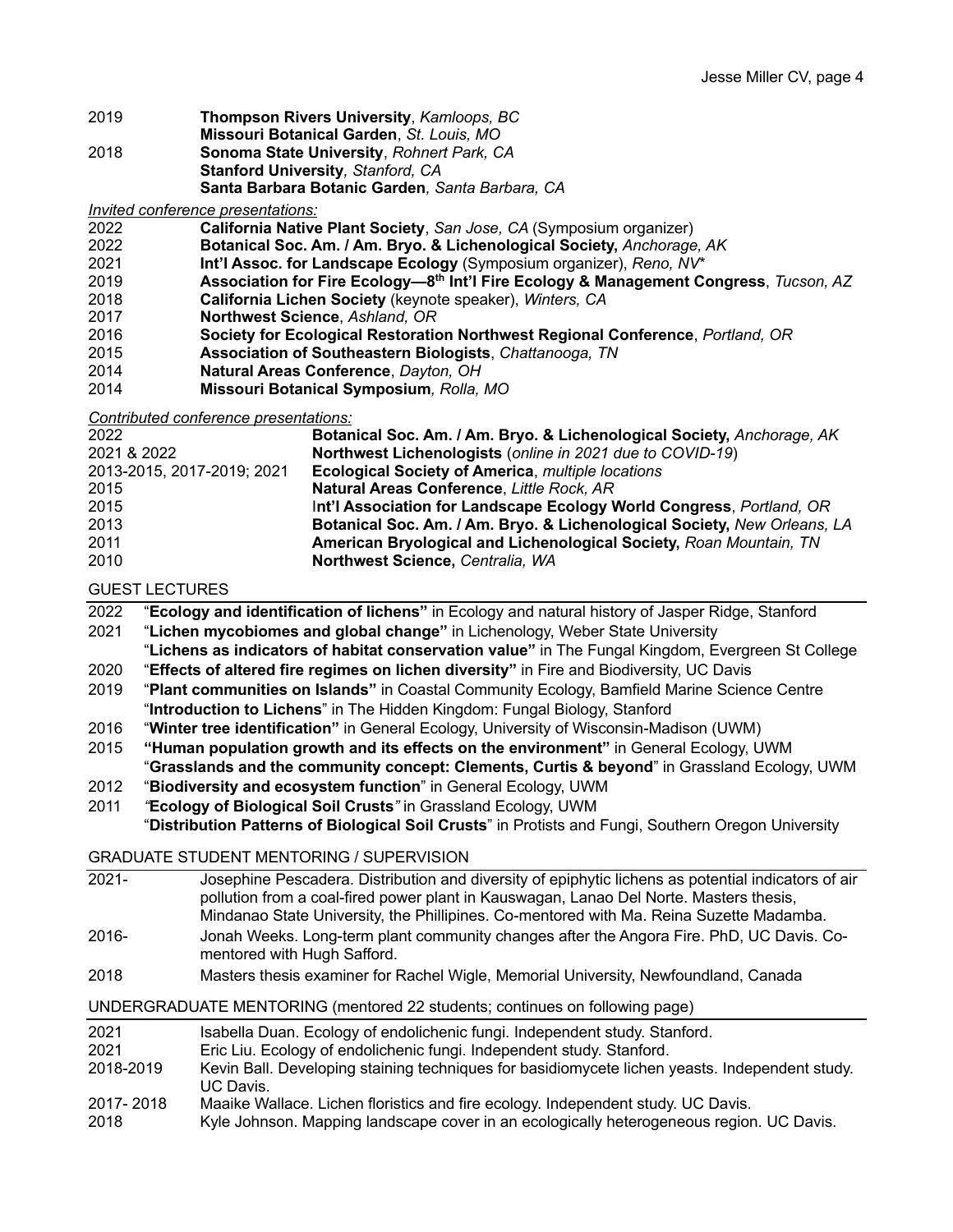2019 **Thompson Rivers University**, *Kamloops, BC*
**Missouri Botanical Garden**, *St. Louis, MO*
2018 **Sonoma State University**, *Rohnert Park, CA*
**Stanford University**, *Stanford, CA*
**Santa Barbara Botanic Garden**, *Santa Barbara, CA*

*Invited conference presentations:*

2022 **California Native Plant Society**, *San Jose, CA* (Symposium organizer)
2022 **Botanical Soc. Am. / Am. Bryo. & Lichenological Society,** *Anchorage, AK*
2021 **Int'l Assoc. for Landscape Ecology** (Symposium organizer), *Reno, NV**
2019 **Association for Fire Ecology—8th Int'l Fire Ecology & Management Congress**, *Tucson, AZ*
2018 **California Lichen Society** (keynote speaker), *Winters, CA*
2017 **Northwest Science**, *Ashland, OR*
2016 **Society for Ecological Restoration Northwest Regional Conference**, *Portland, OR*
2015 **Association of Southeastern Biologists**, *Chattanooga, TN*
2014 **Natural Areas Conference**, *Dayton, OH*
2014 **Missouri Botanical Symposium**, *Rolla, MO*

*Contributed conference presentations:*

2022 **Botanical Soc. Am. / Am. Bryo. & Lichenological Society,** *Anchorage, AK*
2021 & 2022 **Northwest Lichenologists** (*online in 2021 due to COVID-19*)
2013-2015, 2017-2019; 2021 **Ecological Society of America**, *multiple locations*
2015 **Natural Areas Conference**, *Little Rock, AR*
2015 **Int'l Association for Landscape Ecology World Congress**, *Portland, OR*
2013 **Botanical Soc. Am. / Am. Bryo. & Lichenological Society,** *New Orleans, LA*
2011 **American Bryological and Lichenological Society,** *Roan Mountain, TN*
2010 **Northwest Science,** *Centralia, WA*

## GUEST LECTURES

2022 "**Ecology and identification of lichens"** in Ecology and natural history of Jasper Ridge, Stanford
2021 "**Lichen mycobiomes and global change"** in Lichenology, Weber State University
"**Lichens as indicators of habitat conservation value"** in The Fungal Kingdom, Evergreen St College
2020 "**Effects of altered fire regimes on lichen diversity"** in Fire and Biodiversity, UC Davis
2019 "**Plant communities on Islands"** in Coastal Community Ecology, Bamfield Marine Science Centre
"**Introduction to Lichens**" in The Hidden Kingdom: Fungal Biology, Stanford
2016 "**Winter tree identification"** in General Ecology, University of Wisconsin-Madison (UWM)
2015 **"Human population growth and its effects on the environment"** in General Ecology, UWM
"**Grasslands and the community concept: Clements, Curtis & beyond**" in Grassland Ecology, UWM
2012 "**Biodiversity and ecosystem function**" in General Ecology, UWM
2011 *"***Ecology of Biological Soil Crusts***"* in Grassland Ecology, UWM
"**Distribution Patterns of Biological Soil Crusts**" in Protists and Fungi, Southern Oregon University

## GRADUATE STUDENT MENTORING / SUPERVISION

2021- Josephine Pescadera. Distribution and diversity of epiphytic lichens as potential indicators of air pollution from a coal-fired power plant in Kauswagan, Lanao Del Norte. Masters thesis, Mindanao State University, the Phillipines. Co-mentored with Ma. Reina Suzette Madamba.
2016- Jonah Weeks. Long-term plant community changes after the Angora Fire. PhD, UC Davis. Co-mentored with Hugh Safford.
2018 Masters thesis examiner for Rachel Wigle, Memorial University, Newfoundland, Canada

## UNDERGRADUATE MENTORING (mentored 22 students; continues on following page)

2021 Isabella Duan. Ecology of endolichenic fungi. Independent study. Stanford.
2021 Eric Liu. Ecology of endolichenic fungi. Independent study. Stanford.
2018-2019 Kevin Ball. Developing staining techniques for basidiomycete lichen yeasts. Independent study. UC Davis.
2017- 2018 Maaike Wallace. Lichen floristics and fire ecology. Independent study. UC Davis.
2018 Kyle Johnson. Mapping landscape cover in an ecologically heterogeneous region. UC Davis.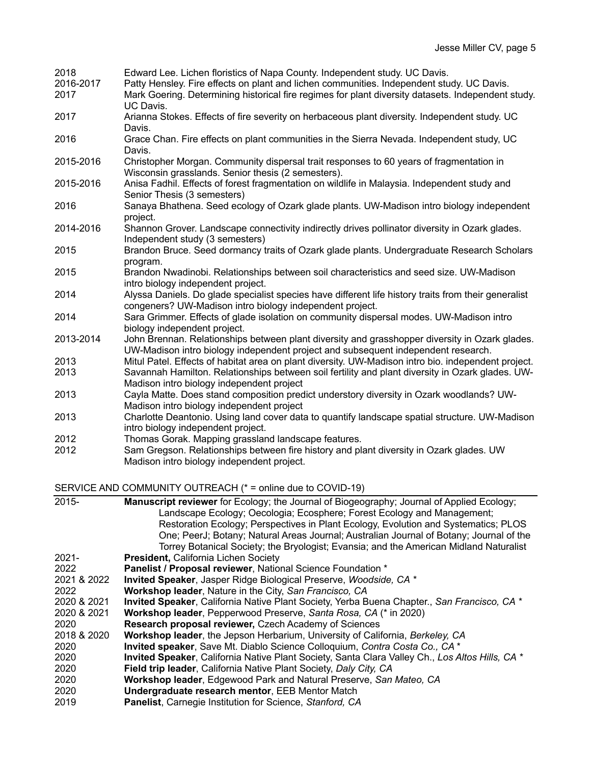| | |
|---|---|
| 2018 | Edward Lee. Lichen floristics of Napa County. Independent study. UC Davis. |
| 2016-2017 | Patty Hensley. Fire effects on plant and lichen communities. Independent study. UC Davis. |
| 2017 | Mark Goering. Determining historical fire regimes for plant diversity datasets. Independent study. UC Davis. |
| 2017 | Arianna Stokes. Effects of fire severity on herbaceous plant diversity. Independent study. UC Davis. |
| 2016 | Grace Chan. Fire effects on plant communities in the Sierra Nevada. Independent study, UC Davis. |
| 2015-2016 | Christopher Morgan. Community dispersal trait responses to 60 years of fragmentation in Wisconsin grasslands. Senior thesis (2 semesters). |
| 2015-2016 | Anisa Fadhil. Effects of forest fragmentation on wildlife in Malaysia. Independent study and Senior Thesis (3 semesters) |
| 2016 | Sanaya Bhathena. Seed ecology of Ozark glade plants. UW-Madison intro biology independent project. |
| 2014-2016 | Shannon Grover. Landscape connectivity indirectly drives pollinator diversity in Ozark glades. Independent study (3 semesters) |
| 2015 | Brandon Bruce. Seed dormancy traits of Ozark glade plants. Undergraduate Research Scholars program. |
| 2015 | Brandon Nwadinobi. Relationships between soil characteristics and seed size. UW-Madison intro biology independent project. |
| 2014 | Alyssa Daniels. Do glade specialist species have different life history traits from their generalist congeners? UW-Madison intro biology independent project. |
| 2014 | Sara Grimmer. Effects of glade isolation on community dispersal modes. UW-Madison intro biology independent project. |
| 2013-2014 | John Brennan. Relationships between plant diversity and grasshopper diversity in Ozark glades. UW-Madison intro biology independent project and subsequent independent research. |
| 2013 | Mitul Patel. Effects of habitat area on plant diversity. UW-Madison intro bio. independent project. |
| 2013 | Savannah Hamilton. Relationships between soil fertility and plant diversity in Ozark glades. UW-Madison intro biology independent project |
| 2013 | Cayla Matte. Does stand composition predict understory diversity in Ozark woodlands? UW-Madison intro biology independent project |
| 2013 | Charlotte Deantonio. Using land cover data to quantify landscape spatial structure. UW-Madison intro biology independent project. |
| 2012 | Thomas Gorak. Mapping grassland landscape features. |
| 2012 | Sam Gregson. Relationships between fire history and plant diversity in Ozark glades. UW Madison intro biology independent project. |

## SERVICE AND COMMUNITY OUTREACH (* = online due to COVID-19)

| | |
|---|---|
| 2015- | **Manuscript reviewer** for Ecology; the Journal of Biogeography; Journal of Applied Ecology; Landscape Ecology; Oecologia; Ecosphere; Forest Ecology and Management; Restoration Ecology; Perspectives in Plant Ecology, Evolution and Systematics; PLOS One; PeerJ; Botany; Natural Areas Journal; Australian Journal of Botany; Journal of the Torrey Botanical Society; the Bryologist; Evansia; and the American Midland Naturalist |
| 2021- | **President,** California Lichen Society |
| 2022 | **Panelist / Proposal reviewer**, National Science Foundation * |
| 2021 & 2022 | **Invited Speaker**, Jasper Ridge Biological Preserve, *Woodside, CA* * |
| 2022 | **Workshop leader**, Nature in the City, *San Francisco, CA* |
| 2020 & 2021 | **Invited Speaker**, California Native Plant Society, Yerba Buena Chapter., *San Francisco, CA* * |
| 2020 & 2021 | **Workshop leader**, Pepperwood Preserve, *Santa Rosa, CA* (* in 2020) |
| 2020 | **Research proposal reviewer,** Czech Academy of Sciences |
| 2018 & 2020 | **Workshop leader**, the Jepson Herbarium, University of California, *Berkeley, CA* |
| 2020 | **Invited speaker**, Save Mt. Diablo Science Colloquium, *Contra Costa Co., CA* * |
| 2020 | **Invited Speaker**, California Native Plant Society, Santa Clara Valley Ch., *Los Altos Hills, CA* * |
| 2020 | **Field trip leader**, California Native Plant Society, *Daly City, CA* |
| 2020 | **Workshop leader**, Edgewood Park and Natural Preserve, *San Mateo, CA* |
| 2020 | **Undergraduate research mentor**, EEB Mentor Match |
| 2019 | **Panelist**, Carnegie Institution for Science, *Stanford, CA* |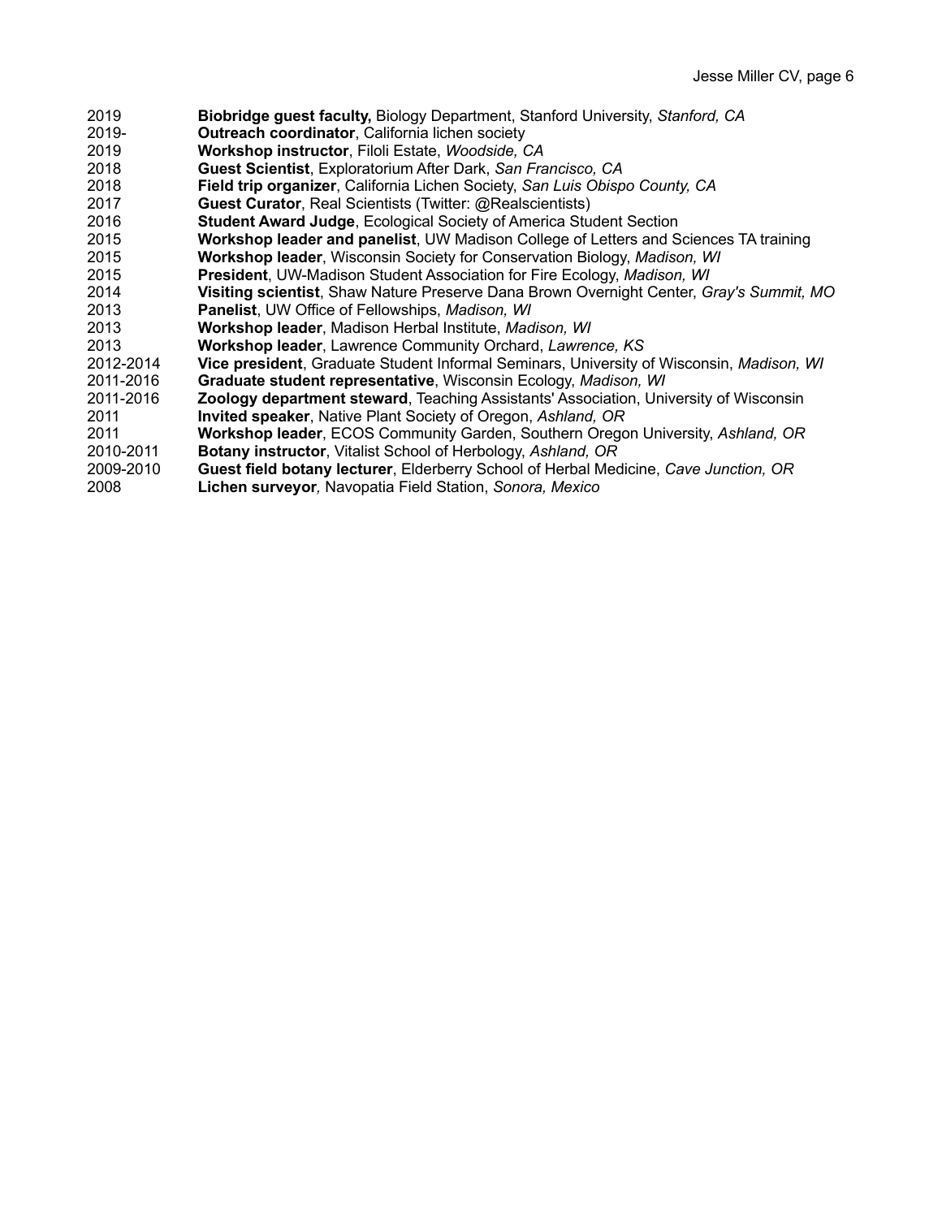2019 **Biobridge guest faculty,** Biology Department, Stanford University, *Stanford, CA*
2019- **Outreach coordinator**, California lichen society
2019 **Workshop instructor**, Filoli Estate, *Woodside, CA*
2018 **Guest Scientist**, Exploratorium After Dark, *San Francisco, CA*
2018 **Field trip organizer**, California Lichen Society, *San Luis Obispo County, CA*
2017 **Guest Curator**, Real Scientists (Twitter: @Realscientists)
2016 **Student Award Judge**, Ecological Society of America Student Section
2015 **Workshop leader and panelist**, UW Madison College of Letters and Sciences TA training
2015 **Workshop leader**, Wisconsin Society for Conservation Biology, *Madison, WI*
2015 **President**, UW-Madison Student Association for Fire Ecology, *Madison, WI*
2014 **Visiting scientist**, Shaw Nature Preserve Dana Brown Overnight Center, *Gray's Summit, MO*
2013 **Panelist**, UW Office of Fellowships, *Madison, WI*
2013 **Workshop leader**, Madison Herbal Institute, *Madison, WI*
2013 **Workshop leader**, Lawrence Community Orchard, *Lawrence, KS*
2012-2014 **Vice president**, Graduate Student Informal Seminars, University of Wisconsin, *Madison, WI*
2011-2016 **Graduate student representative**, Wisconsin Ecology, *Madison, WI*
2011-2016 **Zoology department steward**, Teaching Assistants' Association, University of Wisconsin
2011 **Invited speaker**, Native Plant Society of Oregon, *Ashland, OR*
2011 **Workshop leader**, ECOS Community Garden, Southern Oregon University, *Ashland, OR*
2010-2011 **Botany instructor**, Vitalist School of Herbology, *Ashland, OR*
2009-2010 **Guest field botany lecturer**, Elderberry School of Herbal Medicine, *Cave Junction, OR*
2008 **Lichen surveyor***,* Navopatia Field Station, *Sonora, Mexico*